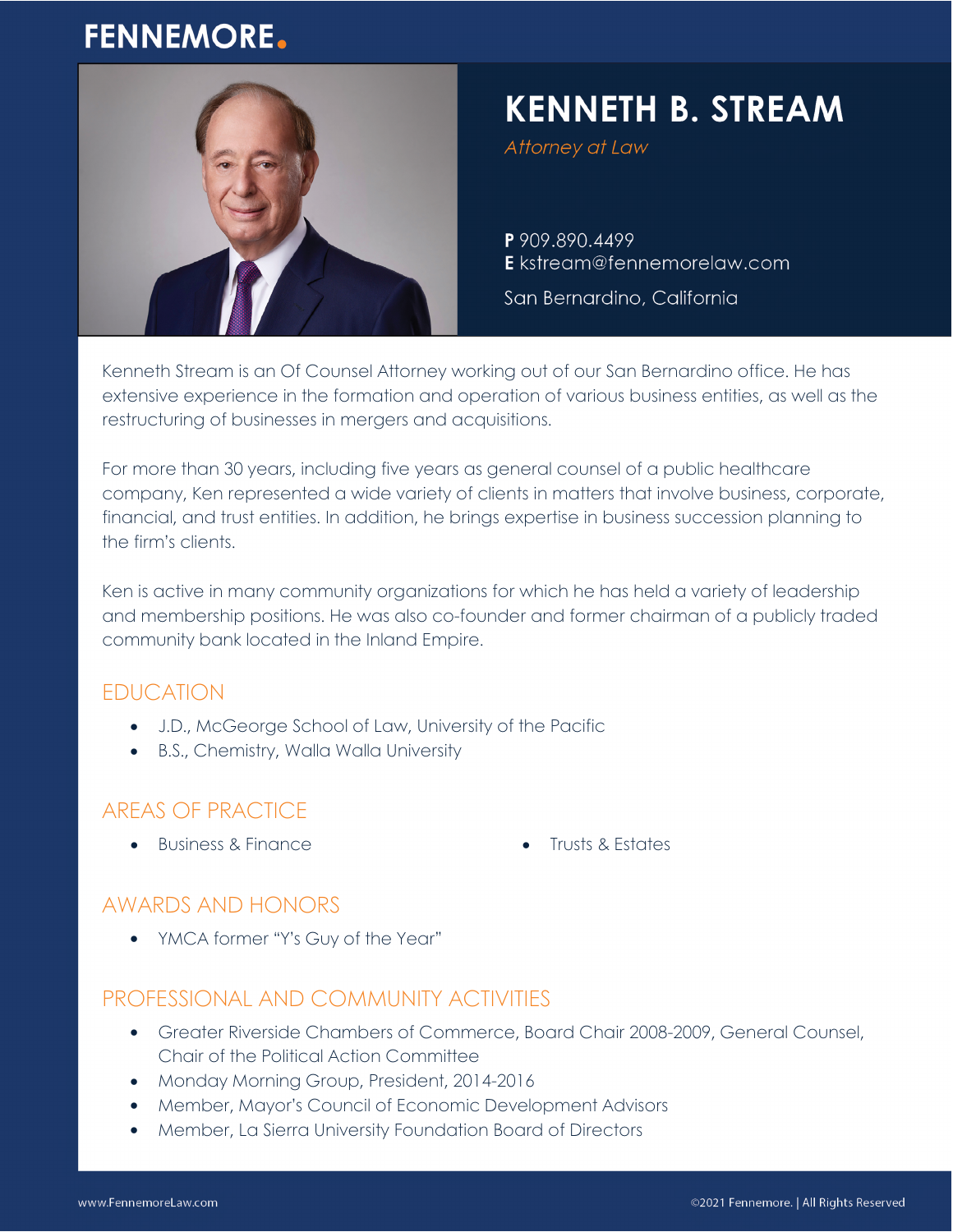FENNEMORE.

# KENNETH B. STREAM

*Attorney at Law*

**P** 909.890.4499
**E** kstream@fennemorelaw.com

San Bernardino, California

Kenneth Stream is an Of Counsel Attorney working out of our San Bernardino office. He has extensive experience in the formation and operation of various business entities, as well as the restructuring of businesses in mergers and acquisitions.

For more than 30 years, including five years as general counsel of a public healthcare company, Ken represented a wide variety of clients in matters that involve business, corporate, financial, and trust entities. In addition, he brings expertise in business succession planning to the firm's clients.

Ken is active in many community organizations for which he has held a variety of leadership and membership positions. He was also co-founder and former chairman of a publicly traded community bank located in the Inland Empire.

## EDUCATION

- J.D., McGeorge School of Law, University of the Pacific
- B.S., Chemistry, Walla Walla University

## AREAS OF PRACTICE

- Business & Finance
- Trusts & Estates

## AWARDS AND HONORS

- YMCA former "Y's Guy of the Year"

## PROFESSIONAL AND COMMUNITY ACTIVITIES

- Greater Riverside Chambers of Commerce, Board Chair 2008-2009, General Counsel, Chair of the Political Action Committee
- Monday Morning Group, President, 2014-2016
- Member, Mayor's Council of Economic Development Advisors
- Member, La Sierra University Foundation Board of Directors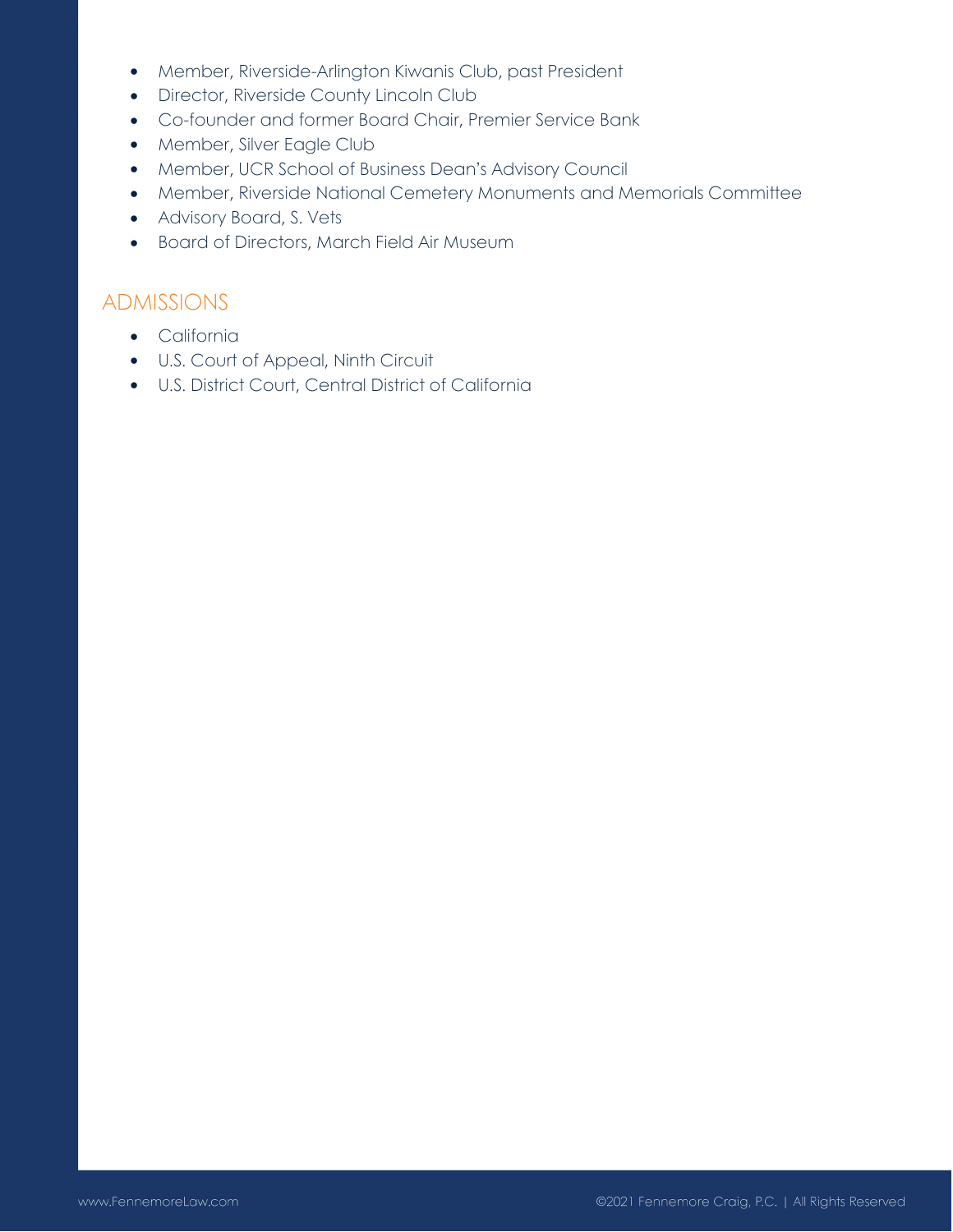- Member, Riverside-Arlington Kiwanis Club, past President
- Director, Riverside County Lincoln Club
- Co-founder and former Board Chair, Premier Service Bank
- Member, Silver Eagle Club
- Member, UCR School of Business Dean's Advisory Council
- Member, Riverside National Cemetery Monuments and Memorials Committee
- Advisory Board, S. Vets
- Board of Directors, March Field Air Museum

## ADMISSIONS

- California
- U.S. Court of Appeal, Ninth Circuit
- U.S. District Court, Central District of California